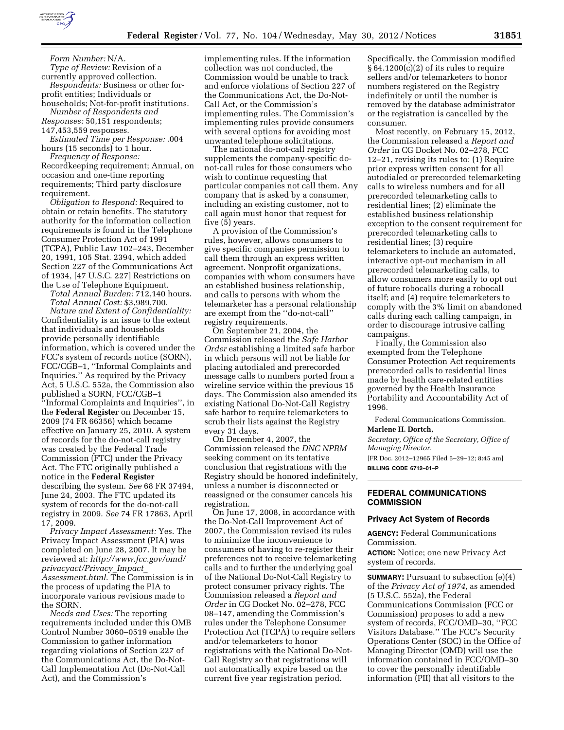*Form Number:* N/A.

*Type of Review:* Revision of a currently approved collection.

*Respondents:* Business or other for-profit entities; Individuals or households; Not-for-profit institutions.

*Number of Respondents and Responses:* 50,151 respondents; 147,453,559 responses.

*Estimated Time per Response:* .004 hours (15 seconds) to 1 hour.

*Frequency of Response:* Recordkeeping requirement; Annual, on occasion and one-time reporting requirements; Third party disclosure requirement.

*Obligation to Respond:* Required to obtain or retain benefits. The statutory authority for the information collection requirements is found in the Telephone Consumer Protection Act of 1991 (TCPA), Public Law 102–243, December 20, 1991, 105 Stat. 2394, which added Section 227 of the Communications Act of 1934, [47 U.S.C. 227] Restrictions on the Use of Telephone Equipment.

*Total Annual Burden:* 712,140 hours.

*Total Annual Cost:* $3,989,700.

*Nature and Extent of Confidentiality:* Confidentiality is an issue to the extent that individuals and households provide personally identifiable information, which is covered under the FCC's system of records notice (SORN), FCC/CGB–1, ''Informal Complaints and Inquiries.'' As required by the Privacy Act, 5 U.S.C. 552a, the Commission also published a SORN, FCC/CGB–1 ''Informal Complaints and Inquiries'', in the **Federal Register** on December 15, 2009 (74 FR 66356) which became effective on January 25, 2010. A system of records for the do-not-call registry was created by the Federal Trade Commission (FTC) under the Privacy Act. The FTC originally published a notice in the **Federal Register** describing the system. *See* 68 FR 37494, June 24, 2003. The FTC updated its system of records for the do-not-call registry in 2009. *See* 74 FR 17863, April 17, 2009.

*Privacy Impact Assessment:* Yes. The Privacy Impact Assessment (PIA) was completed on June 28, 2007. It may be reviewed at: *http://www.fcc.gov/omd/privacyact/Privacy_Impact_Assessment.html.* The Commission is in the process of updating the PIA to incorporate various revisions made to the SORN.

*Needs and Uses:* The reporting requirements included under this OMB Control Number 3060–0519 enable the Commission to gather information regarding violations of Section 227 of the Communications Act, the Do-Not-Call Implementation Act (Do-Not-Call Act), and the Commission's implementing rules. If the information collection was not conducted, the Commission would be unable to track and enforce violations of Section 227 of the Communications Act, the Do-Not-Call Act, or the Commission's implementing rules. The Commission's implementing rules provide consumers with several options for avoiding most unwanted telephone solicitations.

The national do-not-call registry supplements the company-specific do-not-call rules for those consumers who wish to continue requesting that particular companies not call them. Any company that is asked by a consumer, including an existing customer, not to call again must honor that request for five (5) years.

A provision of the Commission's rules, however, allows consumers to give specific companies permission to call them through an express written agreement. Nonprofit organizations, companies with whom consumers have an established business relationship, and calls to persons with whom the telemarketer has a personal relationship are exempt from the ''do-not-call'' registry requirements.

On September 21, 2004, the Commission released the *Safe Harbor Order* establishing a limited safe harbor in which persons will not be liable for placing autodialed and prerecorded message calls to numbers ported from a wireline service within the previous 15 days. The Commission also amended its existing National Do-Not-Call Registry safe harbor to require telemarketers to scrub their lists against the Registry every 31 days.

On December 4, 2007, the Commission released the *DNC NPRM* seeking comment on its tentative conclusion that registrations with the Registry should be honored indefinitely, unless a number is disconnected or reassigned or the consumer cancels his registration.

On June 17, 2008, in accordance with the Do-Not-Call Improvement Act of 2007, the Commission revised its rules to minimize the inconvenience to consumers of having to re-register their preferences not to receive telemarketing calls and to further the underlying goal of the National Do-Not-Call Registry to protect consumer privacy rights. The Commission released a *Report and Order* in CG Docket No. 02–278, FCC 08–147, amending the Commission's rules under the Telephone Consumer Protection Act (TCPA) to require sellers and/or telemarketers to honor registrations with the National Do-Not-Call Registry so that registrations will not automatically expire based on the current five year registration period. Specifically, the Commission modified § 64.1200(c)(2) of its rules to require sellers and/or telemarketers to honor numbers registered on the Registry indefinitely or until the number is removed by the database administrator or the registration is cancelled by the consumer.

Most recently, on February 15, 2012, the Commission released a *Report and Order* in CG Docket No. 02–278, FCC 12–21, revising its rules to: (1) Require prior express written consent for all autodialed or prerecorded telemarketing calls to wireless numbers and for all prerecorded telemarketing calls to residential lines; (2) eliminate the established business relationship exception to the consent requirement for prerecorded telemarketing calls to residential lines; (3) require telemarketers to include an automated, interactive opt-out mechanism in all prerecorded telemarketing calls, to allow consumers more easily to opt out of future robocalls during a robocall itself; and (4) require telemarketers to comply with the 3% limit on abandoned calls during each calling campaign, in order to discourage intrusive calling campaigns.

Finally, the Commission also exempted from the Telephone Consumer Protection Act requirements prerecorded calls to residential lines made by health care-related entities governed by the Health Insurance Portability and Accountability Act of 1996.

Federal Communications Commission.

**Marlene H. Dortch,**

*Secretary, Office of the Secretary, Office of Managing Director.*

[FR Doc. 2012–12965 Filed 5–29–12; 8:45 am]

**BILLING CODE 6712–01–P**

## FEDERAL COMMUNICATIONS COMMISSION

### Privacy Act System of Records

**AGENCY:** Federal Communications Commission.

**ACTION:** Notice; one new Privacy Act system of records.

**SUMMARY:** Pursuant to subsection (e)(4) of the *Privacy Act of 1974,* as amended (5 U.S.C. 552a), the Federal Communications Commission (FCC or Commission) proposes to add a new system of records, FCC/OMD–30, ''FCC Visitors Database.'' The FCC's Security Operations Center (SOC) in the Office of Managing Director (OMD) will use the information contained in FCC/OMD–30 to cover the personally identifiable information (PII) that all visitors to the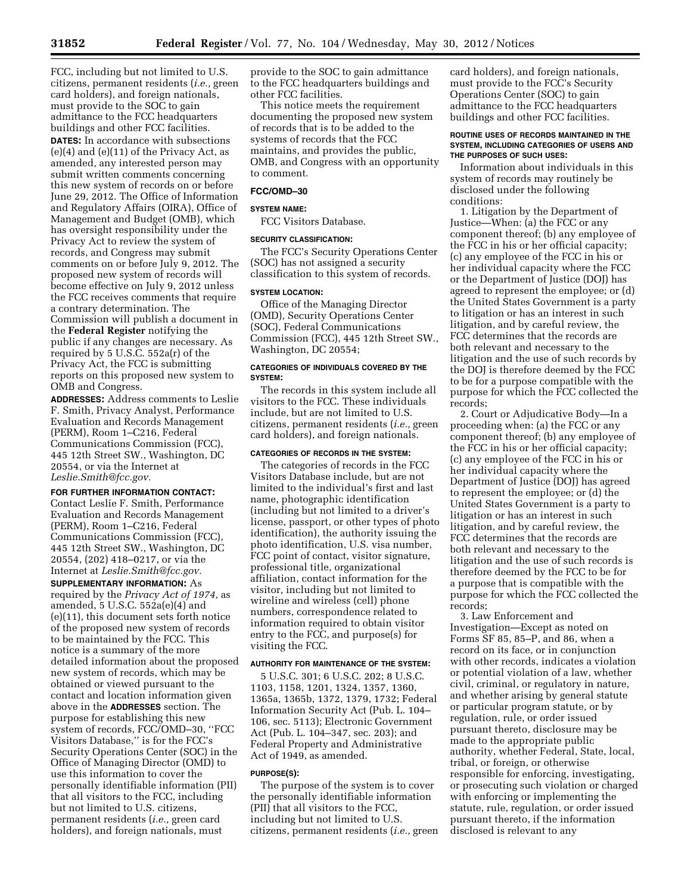FCC, including but not limited to U.S. citizens, permanent residents (*i.e.,* green card holders), and foreign nationals, must provide to the SOC to gain admittance to the FCC headquarters buildings and other FCC facilities.

**DATES:** In accordance with subsections (e)(4) and (e)(11) of the Privacy Act, as amended, any interested person may submit written comments concerning this new system of records on or before June 29, 2012. The Office of Information and Regulatory Affairs (OIRA), Office of Management and Budget (OMB), which has oversight responsibility under the Privacy Act to review the system of records, and Congress may submit comments on or before July 9, 2012. The proposed new system of records will become effective on July 9, 2012 unless the FCC receives comments that require a contrary determination. The Commission will publish a document in the **Federal Register** notifying the public if any changes are necessary. As required by 5 U.S.C. 552a(r) of the Privacy Act, the FCC is submitting reports on this proposed new system to OMB and Congress.

**ADDRESSES:** Address comments to Leslie F. Smith, Privacy Analyst, Performance Evaluation and Records Management (PERM), Room 1–C216, Federal Communications Commission (FCC), 445 12th Street SW., Washington, DC 20554, or via the Internet at *Leslie.Smith@fcc.gov.*

**FOR FURTHER INFORMATION CONTACT:** Contact Leslie F. Smith, Performance Evaluation and Records Management (PERM), Room 1–C216, Federal Communications Commission (FCC), 445 12th Street SW., Washington, DC 20554, (202) 418–0217, or via the Internet at *Leslie.Smith@fcc.gov.*

**SUPPLEMENTARY INFORMATION:** As required by the *Privacy Act of 1974,* as amended, 5 U.S.C. 552a(e)(4) and (e)(11), this document sets forth notice of the proposed new system of records to be maintained by the FCC. This notice is a summary of the more detailed information about the proposed new system of records, which may be obtained or viewed pursuant to the contact and location information given above in the **ADDRESSES** section. The purpose for establishing this new system of records, FCC/OMD–30, ''FCC Visitors Database,'' is for the FCC's Security Operations Center (SOC) in the Office of Managing Director (OMD) to use this information to cover the personally identifiable information (PII) that all visitors to the FCC, including but not limited to U.S. citizens, permanent residents (*i.e.,* green card holders), and foreign nationals, must provide to the SOC to gain admittance to the FCC headquarters buildings and other FCC facilities.

This notice meets the requirement documenting the proposed new system of records that is to be added to the systems of records that the FCC maintains, and provides the public, OMB, and Congress with an opportunity to comment.

### FCC/OMD–30

#### SYSTEM NAME:

FCC Visitors Database.

#### SECURITY CLASSIFICATION:

The FCC's Security Operations Center (SOC) has not assigned a security classification to this system of records.

#### SYSTEM LOCATION:

Office of the Managing Director (OMD), Security Operations Center (SOC), Federal Communications Commission (FCC), 445 12th Street SW., Washington, DC 20554;

#### CATEGORIES OF INDIVIDUALS COVERED BY THE SYSTEM:

The records in this system include all visitors to the FCC. These individuals include, but are not limited to U.S. citizens, permanent residents (*i.e.,* green card holders), and foreign nationals.

#### CATEGORIES OF RECORDS IN THE SYSTEM:

The categories of records in the FCC Visitors Database include, but are not limited to the individual's first and last name, photographic identification (including but not limited to a driver's license, passport, or other types of photo identification), the authority issuing the photo identification, U.S. visa number, FCC point of contact, visitor signature, professional title, organizational affiliation, contact information for the visitor, including but not limited to wireline and wireless (cell) phone numbers, correspondence related to information required to obtain visitor entry to the FCC, and purpose(s) for visiting the FCC.

#### AUTHORITY FOR MAINTENANCE OF THE SYSTEM:

5 U.S.C. 301; 6 U.S.C. 202; 8 U.S.C. 1103, 1158, 1201, 1324, 1357, 1360, 1365a, 1365b, 1372, 1379, 1732; Federal Information Security Act (Pub. L. 104–106, sec. 5113); Electronic Government Act (Pub. L. 104–347, sec. 203); and Federal Property and Administrative Act of 1949, as amended.

#### PURPOSE(S):

The purpose of the system is to cover the personally identifiable information (PII) that all visitors to the FCC, including but not limited to U.S. citizens, permanent residents (*i.e.,* green card holders), and foreign nationals, must provide to the FCC's Security Operations Center (SOC) to gain admittance to the FCC headquarters buildings and other FCC facilities.

#### ROUTINE USES OF RECORDS MAINTAINED IN THE SYSTEM, INCLUDING CATEGORIES OF USERS AND THE PURPOSES OF SUCH USES:

Information about individuals in this system of records may routinely be disclosed under the following conditions:

1. Litigation by the Department of Justice—When: (a) the FCC or any component thereof; (b) any employee of the FCC in his or her official capacity; (c) any employee of the FCC in his or her individual capacity where the FCC or the Department of Justice (DOJ) has agreed to represent the employee; or (d) the United States Government is a party to litigation or has an interest in such litigation, and by careful review, the FCC determines that the records are both relevant and necessary to the litigation and the use of such records by the DOJ is therefore deemed by the FCC to be for a purpose compatible with the purpose for which the FCC collected the records;

2. Court or Adjudicative Body—In a proceeding when: (a) the FCC or any component thereof; (b) any employee of the FCC in his or her official capacity; (c) any employee of the FCC in his or her individual capacity where the Department of Justice (DOJ) has agreed to represent the employee; or (d) the United States Government is a party to litigation or has an interest in such litigation, and by careful review, the FCC determines that the records are both relevant and necessary to the litigation and the use of such records is therefore deemed by the FCC to be for a purpose that is compatible with the purpose for which the FCC collected the records;

3. Law Enforcement and Investigation—Except as noted on Forms SF 85, 85–P, and 86, when a record on its face, or in conjunction with other records, indicates a violation or potential violation of a law, whether civil, criminal, or regulatory in nature, and whether arising by general statute or particular program statute, or by regulation, rule, or order issued pursuant thereto, disclosure may be made to the appropriate public authority, whether Federal, State, local, tribal, or foreign, or otherwise responsible for enforcing, investigating, or prosecuting such violation or charged with enforcing or implementing the statute, rule, regulation, or order issued pursuant thereto, if the information disclosed is relevant to any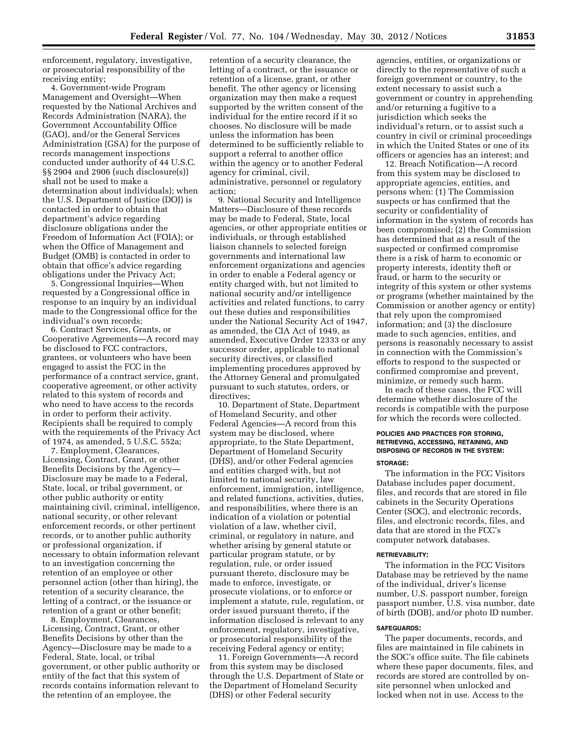enforcement, regulatory, investigative, or prosecutorial responsibility of the receiving entity;

4. Government-wide Program Management and Oversight—When requested by the National Archives and Records Administration (NARA), the Government Accountability Office (GAO), and/or the General Services Administration (GSA) for the purpose of records management inspections conducted under authority of 44 U.S.C. §§ 2904 and 2906 (such disclosure(s)) shall not be used to make a determination about individuals); when the U.S. Department of Justice (DOJ) is contacted in order to obtain that department's advice regarding disclosure obligations under the Freedom of Information Act (FOIA); or when the Office of Management and Budget (OMB) is contacted in order to obtain that office's advice regarding obligations under the Privacy Act;

5. Congressional Inquiries—When requested by a Congressional office in response to an inquiry by an individual made to the Congressional office for the individual's own records;

6. Contract Services, Grants, or Cooperative Agreements—A record may be disclosed to FCC contractors, grantees, or volunteers who have been engaged to assist the FCC in the performance of a contract service, grant, cooperative agreement, or other activity related to this system of records and who need to have access to the records in order to perform their activity. Recipients shall be required to comply with the requirements of the Privacy Act of 1974, as amended, 5 U.S.C. 552a;

7. Employment, Clearances, Licensing, Contract, Grant, or other Benefits Decisions by the Agency—Disclosure may be made to a Federal, State, local, or tribal government, or other public authority or entity maintaining civil, criminal, intelligence, national security, or other relevant enforcement records, or other pertinent records, or to another public authority or professional organization, if necessary to obtain information relevant to an investigation concerning the retention of an employee or other personnel action (other than hiring), the retention of a security clearance, the letting of a contract, or the issuance or retention of a grant or other benefit;

8. Employment, Clearances, Licensing, Contract, Grant, or other Benefits Decisions by other than the Agency—Disclosure may be made to a Federal, State, local, or tribal government, or other public authority or entity of the fact that this system of records contains information relevant to the retention of an employee, the retention of a security clearance, the letting of a contract, or the issuance or retention of a license, grant, or other benefit. The other agency or licensing organization may then make a request supported by the written consent of the individual for the entire record if it so chooses. No disclosure will be made unless the information has been determined to be sufficiently reliable to support a referral to another office within the agency or to another Federal agency for criminal, civil, administrative, personnel or regulatory action;

9. National Security and Intelligence Matters—Disclosure of these records may be made to Federal, State, local agencies, or other appropriate entities or individuals, or through established liaison channels to selected foreign governments and international law enforcement organizations and agencies in order to enable a Federal agency or entity charged with, but not limited to national security and/or intelligence activities and related functions, to carry out these duties and responsibilities under the National Security Act of 1947, as amended, the CIA Act of 1949, as amended, Executive Order 12333 or any successor order, applicable to national security directives, or classified implementing procedures approved by the Attorney General and promulgated pursuant to such statutes, orders, or directives;

10. Department of State, Department of Homeland Security, and other Federal Agencies—A record from this system may be disclosed, where appropriate, to the State Department, Department of Homeland Security (DHS), and/or other Federal agencies and entities charged with, but not limited to national security, law enforcement, immigration, intelligence, and related functions, activities, duties, and responsibilities, where there is an indication of a violation or potential violation of a law, whether civil, criminal, or regulatory in nature, and whether arising by general statute or particular program statute, or by regulation, rule, or order issued pursuant thereto, disclosure may be made to enforce, investigate, or prosecute violations, or to enforce or implement a statute, rule, regulation, or order issued pursuant thereto, if the information disclosed is relevant to any enforcement, regulatory, investigative, or prosecutorial responsibility of the receiving Federal agency or entity;

11. Foreign Governments—A record from this system may be disclosed through the U.S. Department of State or the Department of Homeland Security (DHS) or other Federal security agencies, entities, or organizations or directly to the representative of such a foreign government or country, to the extent necessary to assist such a government or country in apprehending and/or returning a fugitive to a jurisdiction which seeks the individual's return, or to assist such a country in civil or criminal proceedings in which the United States or one of its officers or agencies has an interest; and

12. Breach Notification—A record from this system may be disclosed to appropriate agencies, entities, and persons when: (1) The Commission suspects or has confirmed that the security or confidentiality of information in the system of records has been compromised; (2) the Commission has determined that as a result of the suspected or confirmed compromise there is a risk of harm to economic or property interests, identity theft or fraud, or harm to the security or integrity of this system or other systems or programs (whether maintained by the Commission or another agency or entity) that rely upon the compromised information; and (3) the disclosure made to such agencies, entities, and persons is reasonably necessary to assist in connection with the Commission's efforts to respond to the suspected or confirmed compromise and prevent, minimize, or remedy such harm.

In each of these cases, the FCC will determine whether disclosure of the records is compatible with the purpose for which the records were collected.

#### POLICIES AND PRACTICES FOR STORING, RETRIEVING, ACCESSING, RETAINING, AND DISPOSING OF RECORDS IN THE SYSTEM:

#### STORAGE:

The information in the FCC Visitors Database includes paper document, files, and records that are stored in file cabinets in the Security Operations Center (SOC), and electronic records, files, and electronic records, files, and data that are stored in the FCC's computer network databases.

#### RETRIEVABILITY:

The information in the FCC Visitors Database may be retrieved by the name of the individual, driver's license number, U.S. passport number, foreign passport number, U.S. visa number, date of birth (DOB), and/or photo ID number.

#### SAFEGUARDS:

The paper documents, records, and files are maintained in file cabinets in the SOC's office suite. The file cabinets where these paper documents, files, and records are stored are controlled by on-site personnel when unlocked and locked when not in use. Access to the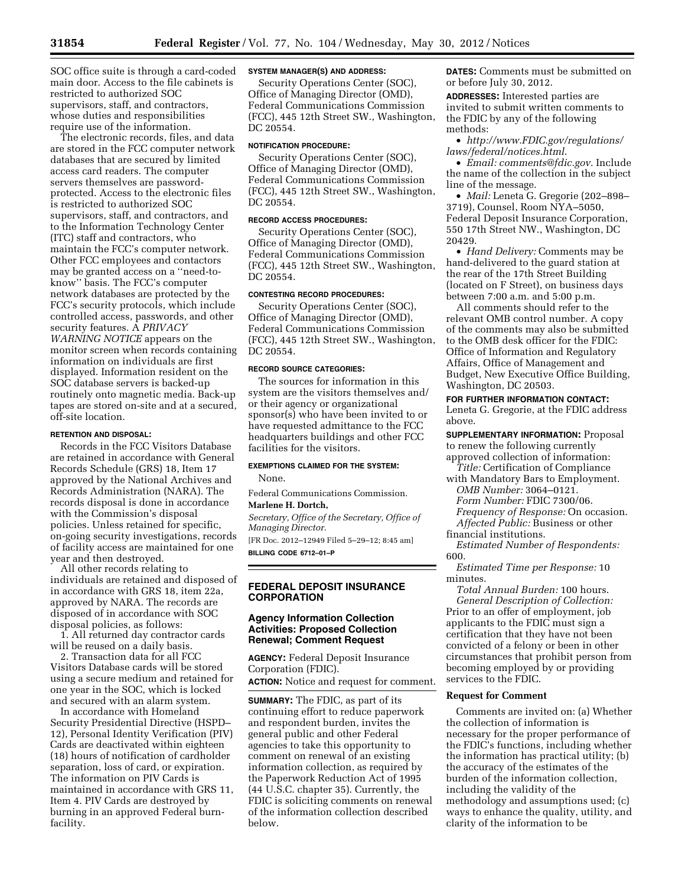SOC office suite is through a card-coded main door. Access to the file cabinets is restricted to authorized SOC supervisors, staff, and contractors, whose duties and responsibilities require use of the information.

The electronic records, files, and data are stored in the FCC computer network databases that are secured by limited access card readers. The computer servers themselves are password-protected. Access to the electronic files is restricted to authorized SOC supervisors, staff, and contractors, and to the Information Technology Center (ITC) staff and contractors, who maintain the FCC's computer network. Other FCC employees and contactors may be granted access on a ''need-to-know'' basis. The FCC's computer network databases are protected by the FCC's security protocols, which include controlled access, passwords, and other security features. A *PRIVACY WARNING NOTICE* appears on the monitor screen when records containing information on individuals are first displayed. Information resident on the SOC database servers is backed-up routinely onto magnetic media. Back-up tapes are stored on-site and at a secured, off-site location.

**RETENTION AND DISPOSAL:**

Records in the FCC Visitors Database are retained in accordance with General Records Schedule (GRS) 18, Item 17 approved by the National Archives and Records Administration (NARA). The records disposal is done in accordance with the Commission's disposal policies. Unless retained for specific, on-going security investigations, records of facility access are maintained for one year and then destroyed.

All other records relating to individuals are retained and disposed of in accordance with GRS 18, item 22a, approved by NARA. The records are disposed of in accordance with SOC disposal policies, as follows:

1. All returned day contractor cards will be reused on a daily basis.
2. Transaction data for all FCC Visitors Database cards will be stored using a secure medium and retained for one year in the SOC, which is locked and secured with an alarm system.

In accordance with Homeland Security Presidential Directive (HSPD–12), Personal Identity Verification (PIV) Cards are deactivated within eighteen (18) hours of notification of cardholder separation, loss of card, or expiration. The information on PIV Cards is maintained in accordance with GRS 11, Item 4. PIV Cards are destroyed by burning in an approved Federal burn-facility.

**SYSTEM MANAGER(S) AND ADDRESS:**

Security Operations Center (SOC), Office of Managing Director (OMD), Federal Communications Commission (FCC), 445 12th Street SW., Washington, DC 20554.

**NOTIFICATION PROCEDURE:**

Security Operations Center (SOC), Office of Managing Director (OMD), Federal Communications Commission (FCC), 445 12th Street SW., Washington, DC 20554.

**RECORD ACCESS PROCEDURES:**

Security Operations Center (SOC), Office of Managing Director (OMD), Federal Communications Commission (FCC), 445 12th Street SW., Washington, DC 20554.

**CONTESTING RECORD PROCEDURES:**

Security Operations Center (SOC), Office of Managing Director (OMD), Federal Communications Commission (FCC), 445 12th Street SW., Washington, DC 20554.

**RECORD SOURCE CATEGORIES:**

The sources for information in this system are the visitors themselves and/or their agency or organizational sponsor(s) who have been invited to or have requested admittance to the FCC headquarters buildings and other FCC facilities for the visitors.

**EXEMPTIONS CLAIMED FOR THE SYSTEM:**

None.

Federal Communications Commission.

**Marlene H. Dortch,**

*Secretary, Office of the Secretary, Office of Managing Director.*

[FR Doc. 2012–12949 Filed 5–29–12; 8:45 am]

**BILLING CODE 6712–01–P**

## FEDERAL DEPOSIT INSURANCE CORPORATION

### Agency Information Collection Activities: Proposed Collection Renewal; Comment Request

**AGENCY:** Federal Deposit Insurance Corporation (FDIC).

**ACTION:** Notice and request for comment.

**SUMMARY:** The FDIC, as part of its continuing effort to reduce paperwork and respondent burden, invites the general public and other Federal agencies to take this opportunity to comment on renewal of an existing information collection, as required by the Paperwork Reduction Act of 1995 (44 U.S.C. chapter 35). Currently, the FDIC is soliciting comments on renewal of the information collection described below.

**DATES:** Comments must be submitted on or before July 30, 2012.

**ADDRESSES:** Interested parties are invited to submit written comments to the FDIC by any of the following methods:

- *http://www.FDIC.gov/regulations/laws/federal/notices.html*.
- *Email: comments@fdic.gov*. Include the name of the collection in the subject line of the message.
- *Mail:* Leneta G. Gregorie (202–898–3719), Counsel, Room NYA–5050, Federal Deposit Insurance Corporation, 550 17th Street NW., Washington, DC 20429.
- *Hand Delivery:* Comments may be hand-delivered to the guard station at the rear of the 17th Street Building (located on F Street), on business days between 7:00 a.m. and 5:00 p.m.

All comments should refer to the relevant OMB control number. A copy of the comments may also be submitted to the OMB desk officer for the FDIC: Office of Information and Regulatory Affairs, Office of Management and Budget, New Executive Office Building, Washington, DC 20503.

**FOR FURTHER INFORMATION CONTACT:** Leneta G. Gregorie, at the FDIC address above.

**SUPPLEMENTARY INFORMATION:** Proposal to renew the following currently approved collection of information:

*Title:* Certification of Compliance with Mandatory Bars to Employment.

*OMB Number:* 3064–0121.

*Form Number:* FDIC 7300/06.

*Frequency of Response:* On occasion.

*Affected Public:* Business or other financial institutions.

*Estimated Number of Respondents:* 600.

*Estimated Time per Response:* 10 minutes.

*Total Annual Burden:* 100 hours.

*General Description of Collection:* Prior to an offer of employment, job applicants to the FDIC must sign a certification that they have not been convicted of a felony or been in other circumstances that prohibit person from becoming employed by or providing services to the FDIC.

**Request for Comment**

Comments are invited on: (a) Whether the collection of information is necessary for the proper performance of the FDIC's functions, including whether the information has practical utility; (b) the accuracy of the estimates of the burden of the information collection, including the validity of the methodology and assumptions used; (c) ways to enhance the quality, utility, and clarity of the information to be